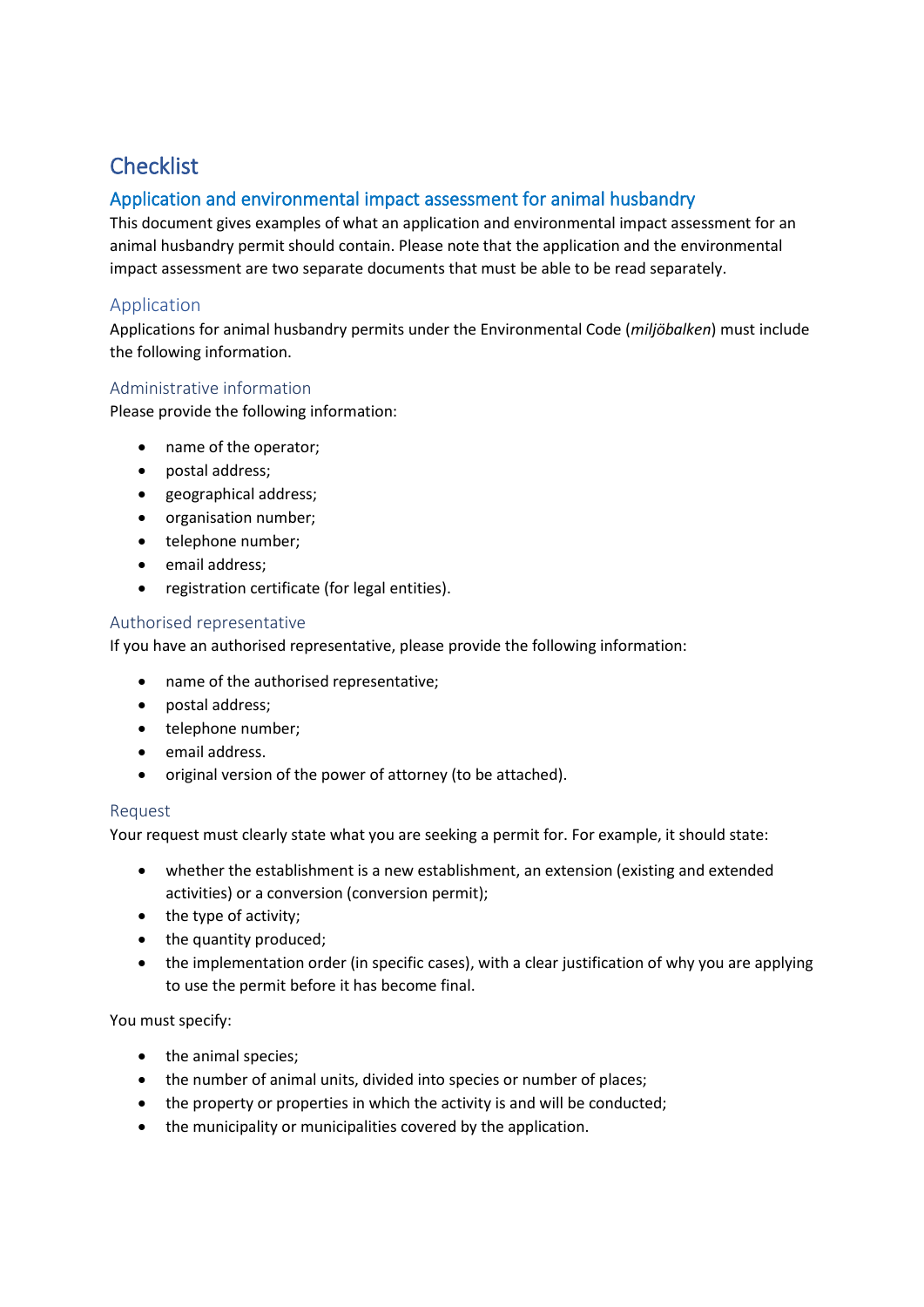# Checklist

## Application and environmental impact assessment for animal husbandry

This document gives examples of what an application and environmental impact assessment for an animal husbandry permit should contain. Please note that the application and the environmental impact assessment are two separate documents that must be able to be read separately.

### Application

Applications for animal husbandry permits under the Environmental Code (*miljöbalken*) must include the following information.

#### Administrative information

Please provide the following information:

- name of the operator;
- postal address;
- geographical address;
- organisation number;
- telephone number;
- email address;
- registration certificate (for legal entities).

#### Authorised representative

If you have an authorised representative, please provide the following information:

- name of the authorised representative;
- postal address;
- telephone number;
- email address.
- original version of the power of attorney (to be attached).

#### Request

Your request must clearly state what you are seeking a permit for. For example, it should state:

- whether the establishment is a new establishment, an extension (existing and extended activities) or a conversion (conversion permit);
- the type of activity;
- the quantity produced;
- the implementation order (in specific cases), with a clear justification of why you are applying to use the permit before it has become final.

You must specify:

- the animal species;
- the number of animal units, divided into species or number of places;
- the property or properties in which the activity is and will be conducted;
- the municipality or municipalities covered by the application.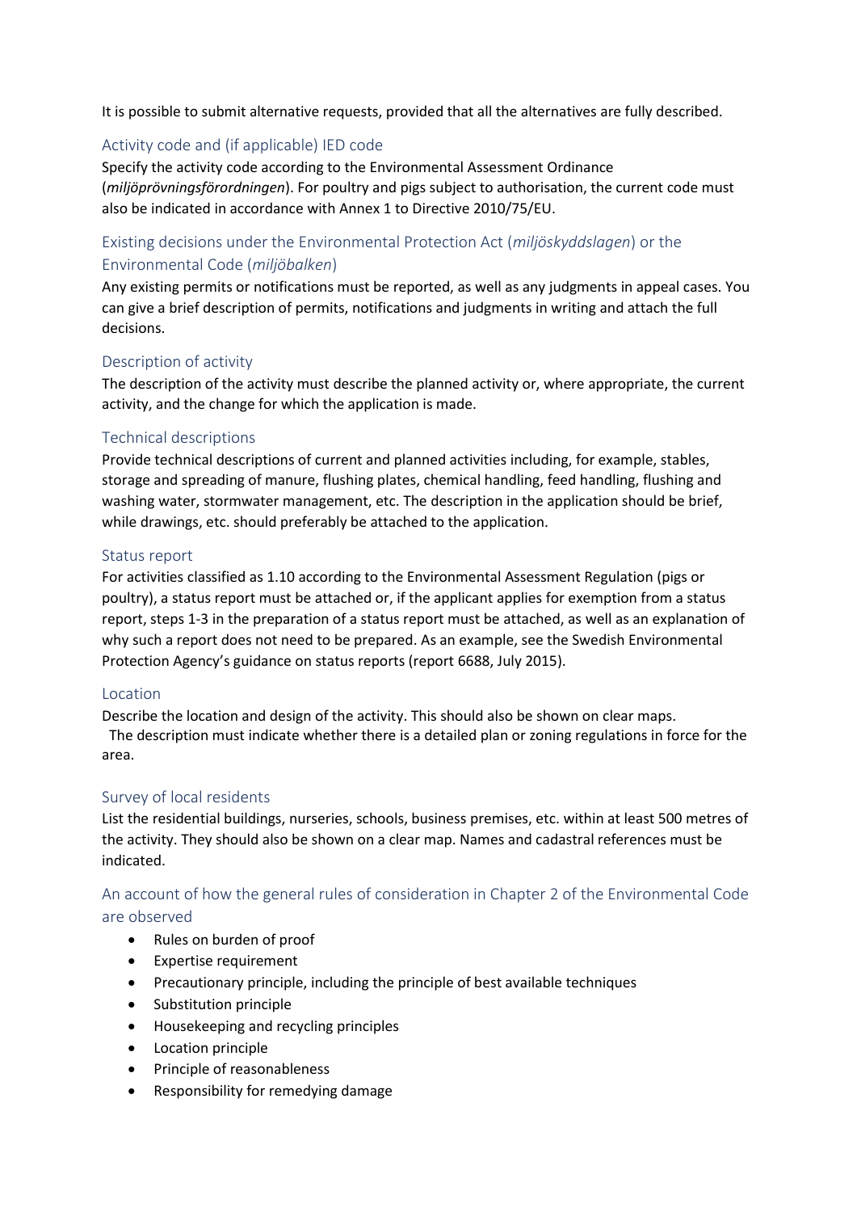It is possible to submit alternative requests, provided that all the alternatives are fully described.

## Activity code and (if applicable) IED code

Specify the activity code according to the Environmental Assessment Ordinance (*miljöprövningsförordningen*). For poultry and pigs subject to authorisation, the current code must also be indicated in accordance with Annex 1 to Directive 2010/75/EU.

## Existing decisions under the Environmental Protection Act (*miljöskyddslagen*) or the Environmental Code (*miljöbalken*)

Any existing permits or notifications must be reported, as well as any judgments in appeal cases. You can give a brief description of permits, notifications and judgments in writing and attach the full decisions.

## Description of activity

The description of the activity must describe the planned activity or, where appropriate, the current activity, and the change for which the application is made.

## Technical descriptions

Provide technical descriptions of current and planned activities including, for example, stables, storage and spreading of manure, flushing plates, chemical handling, feed handling, flushing and washing water, stormwater management, etc. The description in the application should be brief, while drawings, etc. should preferably be attached to the application.

## Status report

For activities classified as 1.10 according to the Environmental Assessment Regulation (pigs or poultry), a status report must be attached or, if the applicant applies for exemption from a status report, steps 1-3 in the preparation of a status report must be attached, as well as an explanation of why such a report does not need to be prepared. As an example, see the Swedish Environmental Protection Agency's guidance on status reports (report 6688, July 2015).

## Location

Describe the location and design of the activity. This should also be shown on clear maps.
The description must indicate whether there is a detailed plan or zoning regulations in force for the area.

## Survey of local residents

List the residential buildings, nurseries, schools, business premises, etc. within at least 500 metres of the activity. They should also be shown on a clear map. Names and cadastral references must be indicated.

## An account of how the general rules of consideration in Chapter 2 of the Environmental Code are observed

- Rules on burden of proof
- Expertise requirement
- Precautionary principle, including the principle of best available techniques
- Substitution principle
- Housekeeping and recycling principles
- Location principle
- Principle of reasonableness
- Responsibility for remedying damage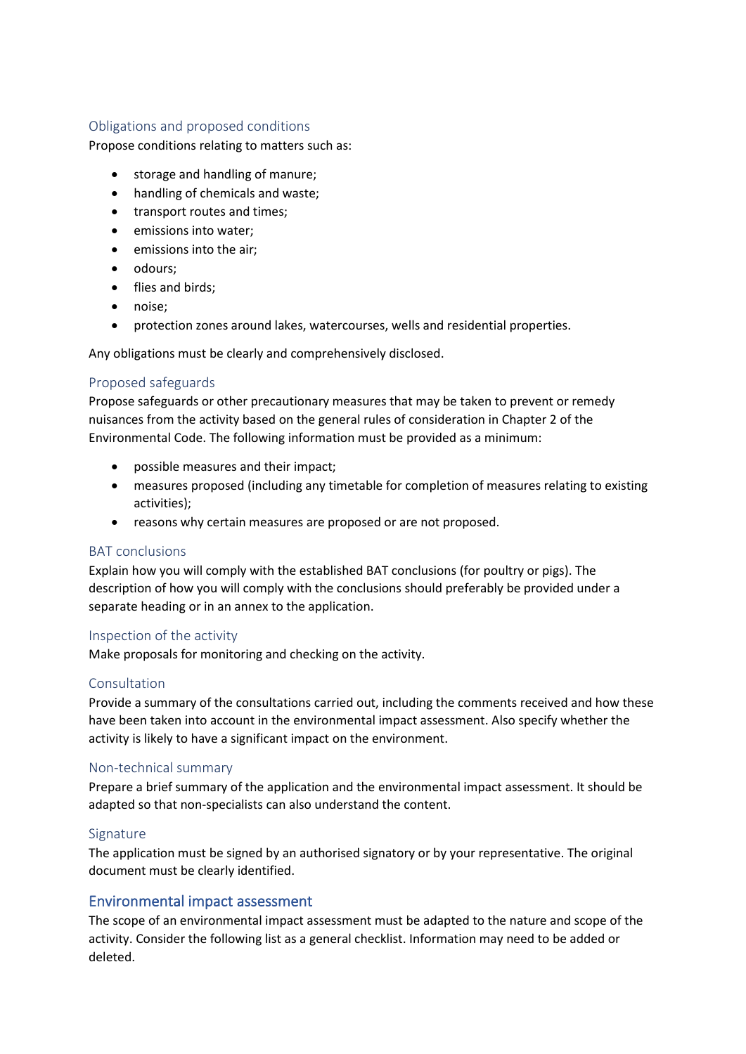### Obligations and proposed conditions

Propose conditions relating to matters such as:

- storage and handling of manure;
- handling of chemicals and waste;
- transport routes and times;
- emissions into water;
- emissions into the air;
- odours;
- flies and birds;
- noise;
- protection zones around lakes, watercourses, wells and residential properties.

Any obligations must be clearly and comprehensively disclosed.

### Proposed safeguards

Propose safeguards or other precautionary measures that may be taken to prevent or remedy nuisances from the activity based on the general rules of consideration in Chapter 2 of the Environmental Code. The following information must be provided as a minimum:

- possible measures and their impact;
- measures proposed (including any timetable for completion of measures relating to existing activities);
- reasons why certain measures are proposed or are not proposed.

### BAT conclusions

Explain how you will comply with the established BAT conclusions (for poultry or pigs). The description of how you will comply with the conclusions should preferably be provided under a separate heading or in an annex to the application.

### Inspection of the activity

Make proposals for monitoring and checking on the activity.

### Consultation

Provide a summary of the consultations carried out, including the comments received and how these have been taken into account in the environmental impact assessment. Also specify whether the activity is likely to have a significant impact on the environment.

### Non-technical summary

Prepare a brief summary of the application and the environmental impact assessment. It should be adapted so that non-specialists can also understand the content.

### Signature

The application must be signed by an authorised signatory or by your representative. The original document must be clearly identified.

## Environmental impact assessment

The scope of an environmental impact assessment must be adapted to the nature and scope of the activity. Consider the following list as a general checklist. Information may need to be added or deleted.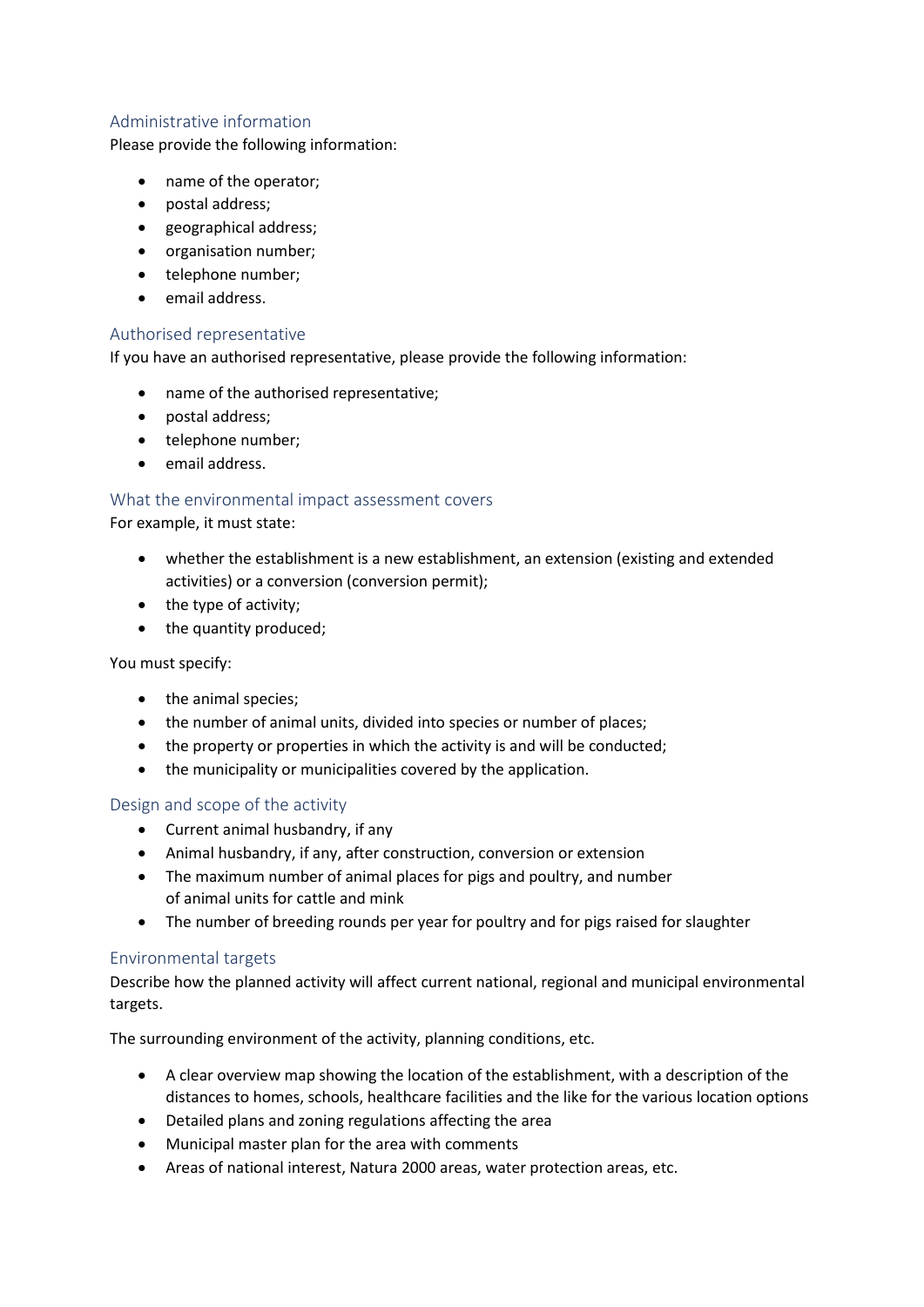## Administrative information

Please provide the following information:

- name of the operator;
- postal address;
- geographical address;
- organisation number;
- telephone number;
- email address.

## Authorised representative

If you have an authorised representative, please provide the following information:

- name of the authorised representative;
- postal address;
- telephone number;
- email address.

## What the environmental impact assessment covers

For example, it must state:

- whether the establishment is a new establishment, an extension (existing and extended activities) or a conversion (conversion permit);
- the type of activity;
- the quantity produced;

You must specify:

- the animal species;
- the number of animal units, divided into species or number of places;
- the property or properties in which the activity is and will be conducted;
- the municipality or municipalities covered by the application.

## Design and scope of the activity

- Current animal husbandry, if any
- Animal husbandry, if any, after construction, conversion or extension
- The maximum number of animal places for pigs and poultry, and number of animal units for cattle and mink
- The number of breeding rounds per year for poultry and for pigs raised for slaughter

## Environmental targets

Describe how the planned activity will affect current national, regional and municipal environmental targets.

The surrounding environment of the activity, planning conditions, etc.

- A clear overview map showing the location of the establishment, with a description of the distances to homes, schools, healthcare facilities and the like for the various location options
- Detailed plans and zoning regulations affecting the area
- Municipal master plan for the area with comments
- Areas of national interest, Natura 2000 areas, water protection areas, etc.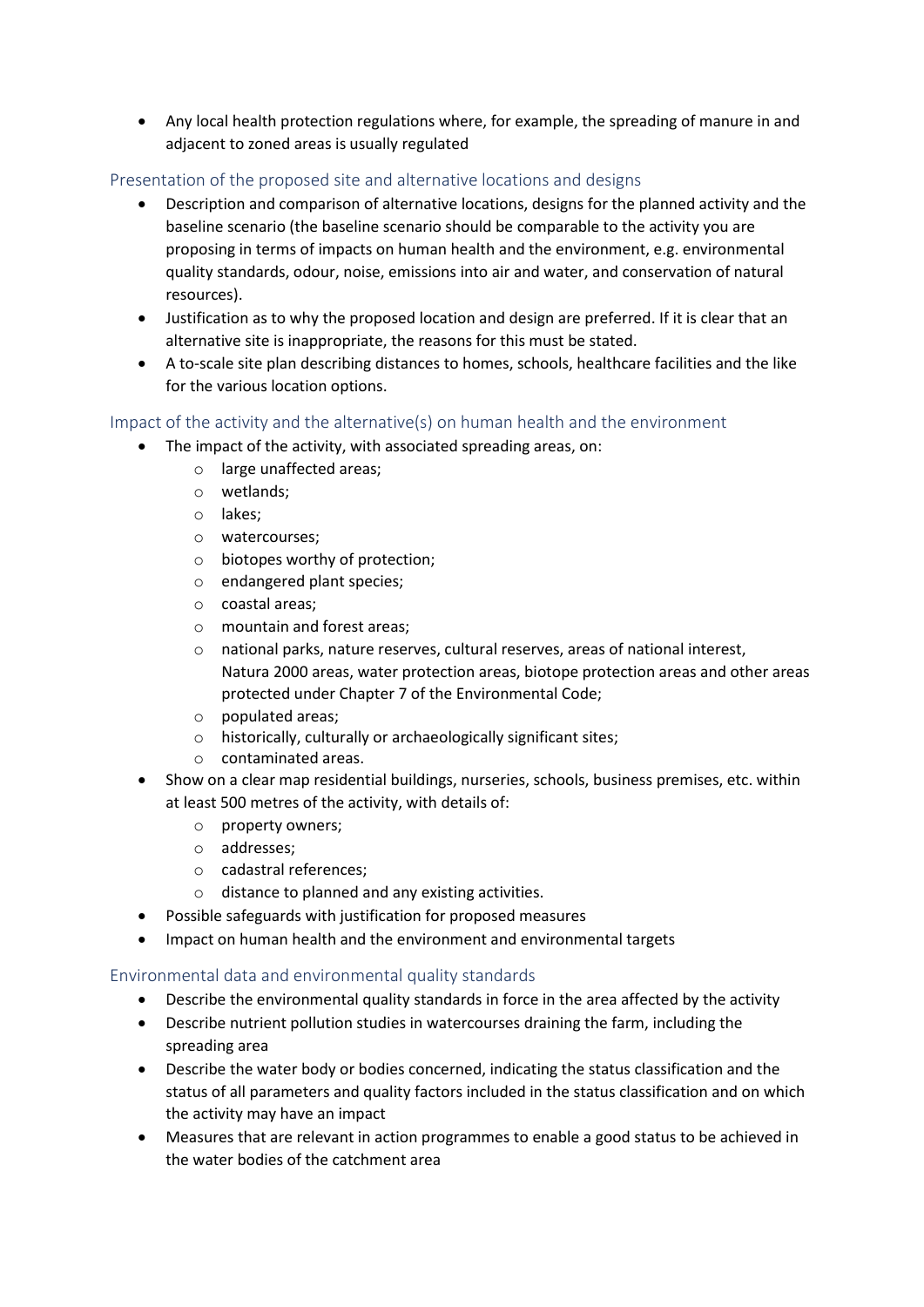- Any local health protection regulations where, for example, the spreading of manure in and adjacent to zoned areas is usually regulated

## Presentation of the proposed site and alternative locations and designs

- Description and comparison of alternative locations, designs for the planned activity and the baseline scenario (the baseline scenario should be comparable to the activity you are proposing in terms of impacts on human health and the environment, e.g. environmental quality standards, odour, noise, emissions into air and water, and conservation of natural resources).
- Justification as to why the proposed location and design are preferred. If it is clear that an alternative site is inappropriate, the reasons for this must be stated.
- A to-scale site plan describing distances to homes, schools, healthcare facilities and the like for the various location options.

## Impact of the activity and the alternative(s) on human health and the environment

- The impact of the activity, with associated spreading areas, on:
  - large unaffected areas;
  - wetlands;
  - lakes;
  - watercourses;
  - biotopes worthy of protection;
  - endangered plant species;
  - coastal areas;
  - mountain and forest areas;
  - national parks, nature reserves, cultural reserves, areas of national interest, Natura 2000 areas, water protection areas, biotope protection areas and other areas protected under Chapter 7 of the Environmental Code;
  - populated areas;
  - historically, culturally or archaeologically significant sites;
  - contaminated areas.
- Show on a clear map residential buildings, nurseries, schools, business premises, etc. within at least 500 metres of the activity, with details of:
  - property owners;
  - addresses;
  - cadastral references;
  - distance to planned and any existing activities.
- Possible safeguards with justification for proposed measures
- Impact on human health and the environment and environmental targets

## Environmental data and environmental quality standards

- Describe the environmental quality standards in force in the area affected by the activity
- Describe nutrient pollution studies in watercourses draining the farm, including the spreading area
- Describe the water body or bodies concerned, indicating the status classification and the status of all parameters and quality factors included in the status classification and on which the activity may have an impact
- Measures that are relevant in action programmes to enable a good status to be achieved in the water bodies of the catchment area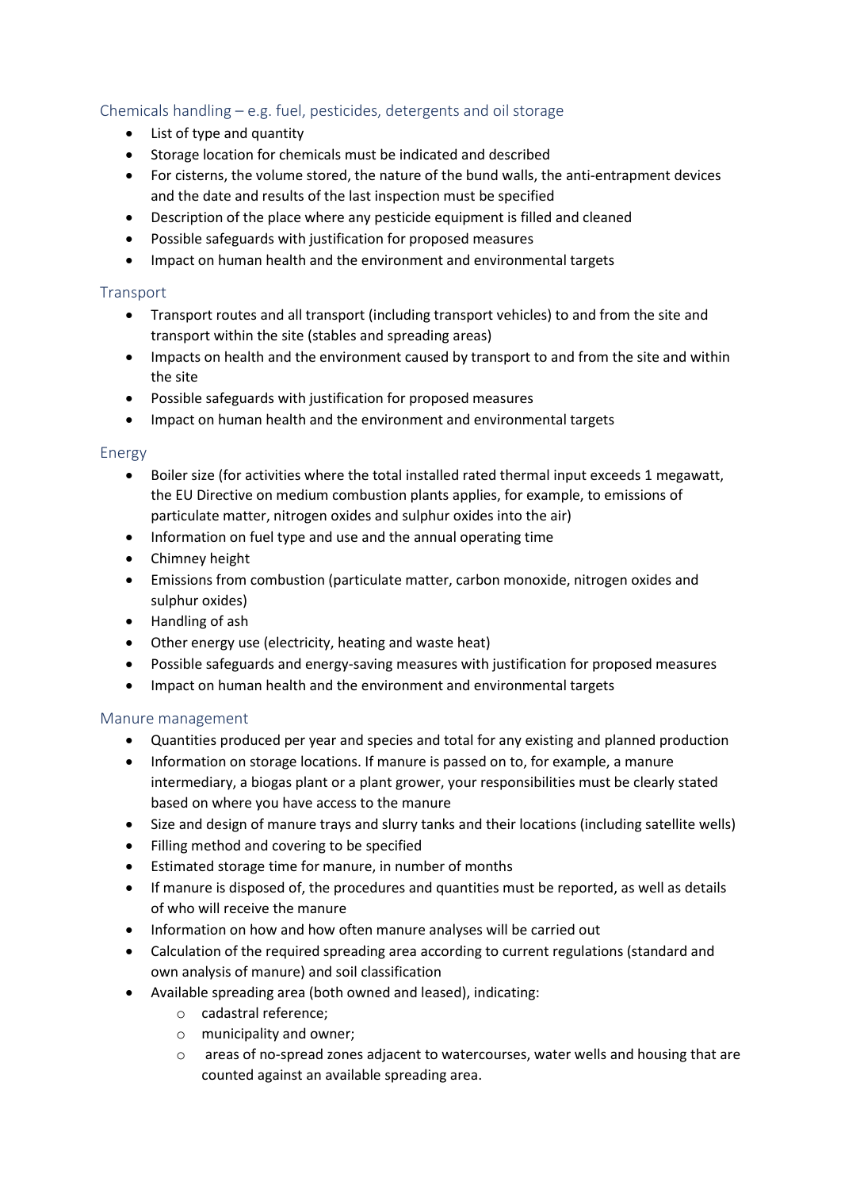### Chemicals handling – e.g. fuel, pesticides, detergents and oil storage

- List of type and quantity
- Storage location for chemicals must be indicated and described
- For cisterns, the volume stored, the nature of the bund walls, the anti-entrapment devices and the date and results of the last inspection must be specified
- Description of the place where any pesticide equipment is filled and cleaned
- Possible safeguards with justification for proposed measures
- Impact on human health and the environment and environmental targets

### Transport

- Transport routes and all transport (including transport vehicles) to and from the site and transport within the site (stables and spreading areas)
- Impacts on health and the environment caused by transport to and from the site and within the site
- Possible safeguards with justification for proposed measures
- Impact on human health and the environment and environmental targets

### Energy

- Boiler size (for activities where the total installed rated thermal input exceeds 1 megawatt, the EU Directive on medium combustion plants applies, for example, to emissions of particulate matter, nitrogen oxides and sulphur oxides into the air)
- Information on fuel type and use and the annual operating time
- Chimney height
- Emissions from combustion (particulate matter, carbon monoxide, nitrogen oxides and sulphur oxides)
- Handling of ash
- Other energy use (electricity, heating and waste heat)
- Possible safeguards and energy-saving measures with justification for proposed measures
- Impact on human health and the environment and environmental targets

### Manure management

- Quantities produced per year and species and total for any existing and planned production
- Information on storage locations. If manure is passed on to, for example, a manure intermediary, a biogas plant or a plant grower, your responsibilities must be clearly stated based on where you have access to the manure
- Size and design of manure trays and slurry tanks and their locations (including satellite wells)
- Filling method and covering to be specified
- Estimated storage time for manure, in number of months
- If manure is disposed of, the procedures and quantities must be reported, as well as details of who will receive the manure
- Information on how and how often manure analyses will be carried out
- Calculation of the required spreading area according to current regulations (standard and own analysis of manure) and soil classification
- Available spreading area (both owned and leased), indicating:
  - cadastral reference;
  - municipality and owner;
  - areas of no-spread zones adjacent to watercourses, water wells and housing that are counted against an available spreading area.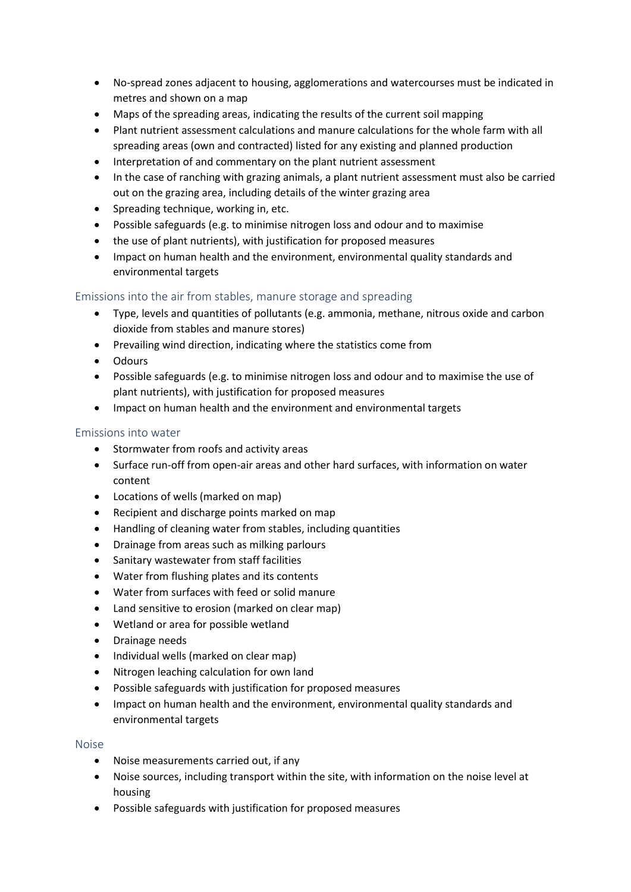- No-spread zones adjacent to housing, agglomerations and watercourses must be indicated in metres and shown on a map
- Maps of the spreading areas, indicating the results of the current soil mapping
- Plant nutrient assessment calculations and manure calculations for the whole farm with all spreading areas (own and contracted) listed for any existing and planned production
- Interpretation of and commentary on the plant nutrient assessment
- In the case of ranching with grazing animals, a plant nutrient assessment must also be carried out on the grazing area, including details of the winter grazing area
- Spreading technique, working in, etc.
- Possible safeguards (e.g. to minimise nitrogen loss and odour and to maximise
- the use of plant nutrients), with justification for proposed measures
- Impact on human health and the environment, environmental quality standards and environmental targets

### Emissions into the air from stables, manure storage and spreading

- Type, levels and quantities of pollutants (e.g. ammonia, methane, nitrous oxide and carbon dioxide from stables and manure stores)
- Prevailing wind direction, indicating where the statistics come from
- Odours
- Possible safeguards (e.g. to minimise nitrogen loss and odour and to maximise the use of plant nutrients), with justification for proposed measures
- Impact on human health and the environment and environmental targets

### Emissions into water

- Stormwater from roofs and activity areas
- Surface run-off from open-air areas and other hard surfaces, with information on water content
- Locations of wells (marked on map)
- Recipient and discharge points marked on map
- Handling of cleaning water from stables, including quantities
- Drainage from areas such as milking parlours
- Sanitary wastewater from staff facilities
- Water from flushing plates and its contents
- Water from surfaces with feed or solid manure
- Land sensitive to erosion (marked on clear map)
- Wetland or area for possible wetland
- Drainage needs
- Individual wells (marked on clear map)
- Nitrogen leaching calculation for own land
- Possible safeguards with justification for proposed measures
- Impact on human health and the environment, environmental quality standards and environmental targets

### Noise

- Noise measurements carried out, if any
- Noise sources, including transport within the site, with information on the noise level at housing
- Possible safeguards with justification for proposed measures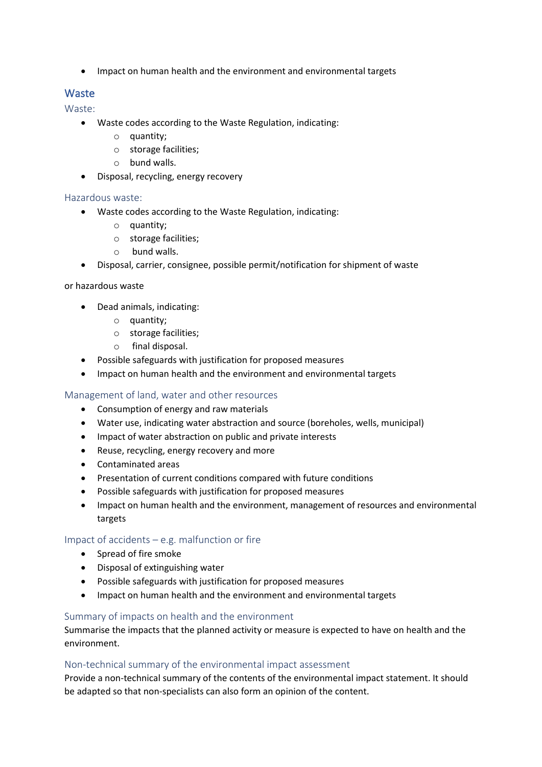- Impact on human health and the environment and environmental targets

## Waste

### Waste:

- Waste codes according to the Waste Regulation, indicating:
    - quantity;
    - storage facilities;
    - bund walls.
- Disposal, recycling, energy recovery

### Hazardous waste:

- Waste codes according to the Waste Regulation, indicating:
    - quantity;
    - storage facilities;
    - bund walls.
- Disposal, carrier, consignee, possible permit/notification for shipment of waste

or hazardous waste

- Dead animals, indicating:
    - quantity;
    - storage facilities;
    - final disposal.
- Possible safeguards with justification for proposed measures
- Impact on human health and the environment and environmental targets

### Management of land, water and other resources

- Consumption of energy and raw materials
- Water use, indicating water abstraction and source (boreholes, wells, municipal)
- Impact of water abstraction on public and private interests
- Reuse, recycling, energy recovery and more
- Contaminated areas
- Presentation of current conditions compared with future conditions
- Possible safeguards with justification for proposed measures
- Impact on human health and the environment, management of resources and environmental targets

### Impact of accidents – e.g. malfunction or fire

- Spread of fire smoke
- Disposal of extinguishing water
- Possible safeguards with justification for proposed measures
- Impact on human health and the environment and environmental targets

### Summary of impacts on health and the environment

Summarise the impacts that the planned activity or measure is expected to have on health and the environment.

### Non-technical summary of the environmental impact assessment

Provide a non-technical summary of the contents of the environmental impact statement. It should be adapted so that non-specialists can also form an opinion of the content.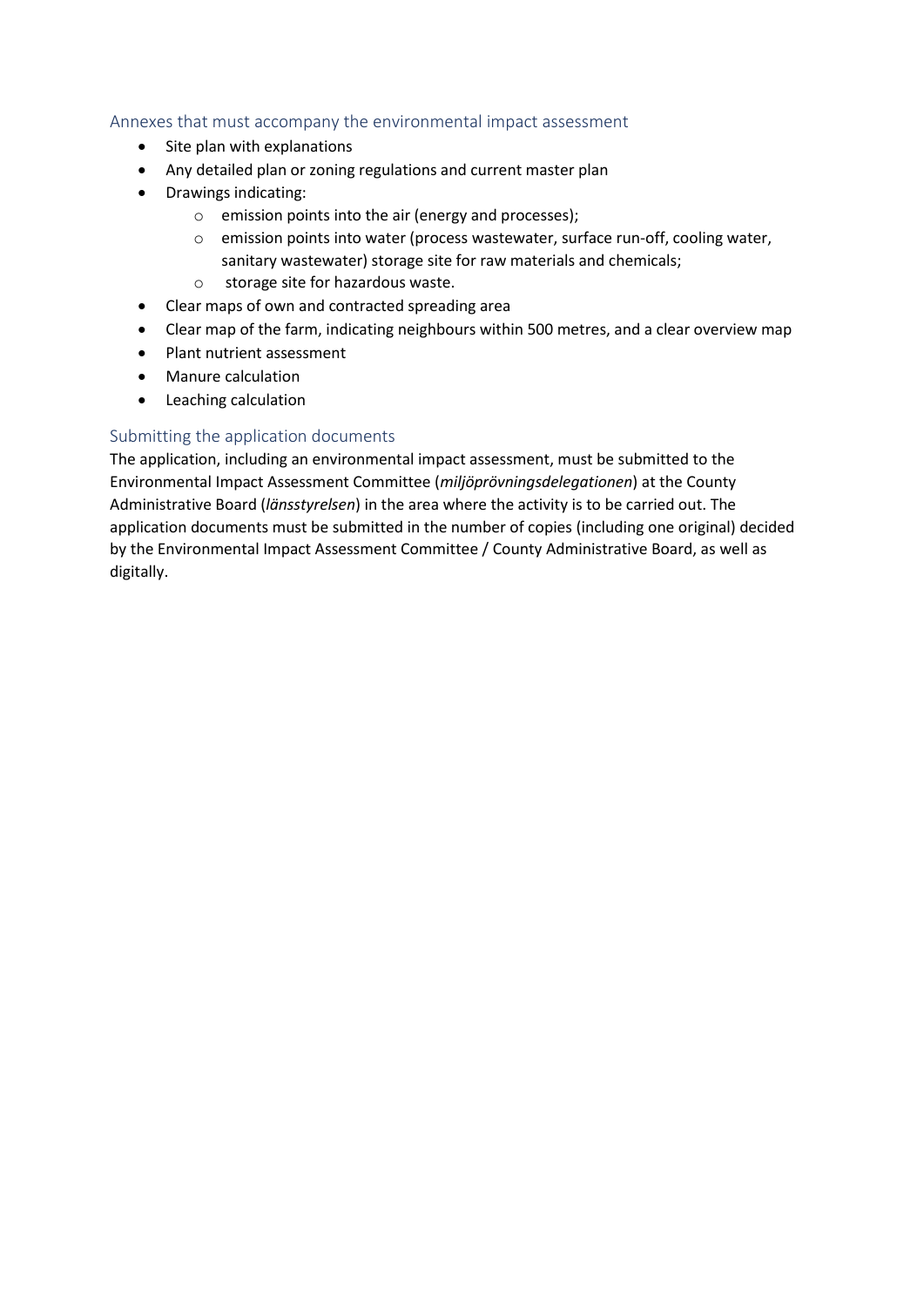### Annexes that must accompany the environmental impact assessment

- Site plan with explanations
- Any detailed plan or zoning regulations and current master plan
- Drawings indicating:
  - emission points into the air (energy and processes);
  - emission points into water (process wastewater, surface run-off, cooling water, sanitary wastewater) storage site for raw materials and chemicals;
  - storage site for hazardous waste.
- Clear maps of own and contracted spreading area
- Clear map of the farm, indicating neighbours within 500 metres, and a clear overview map
- Plant nutrient assessment
- Manure calculation
- Leaching calculation

### Submitting the application documents

The application, including an environmental impact assessment, must be submitted to the Environmental Impact Assessment Committee (*miljöprövningsdelegationen*) at the County Administrative Board (*länsstyrelsen*) in the area where the activity is to be carried out. The application documents must be submitted in the number of copies (including one original) decided by the Environmental Impact Assessment Committee / County Administrative Board, as well as digitally.